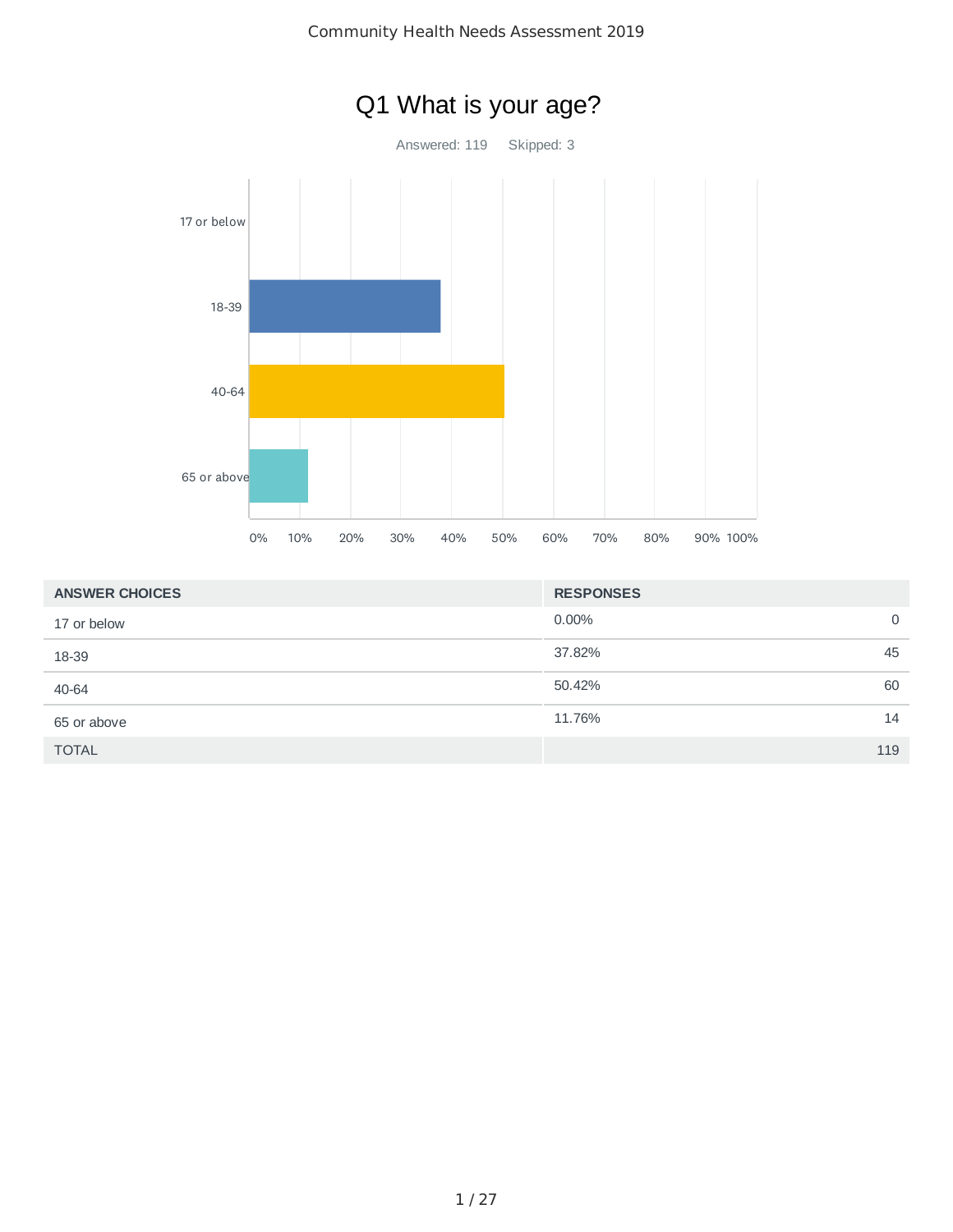# Q1 What is your age?

Answered: 119 Skipped: 3

| ANSWER CHOICES | RESPONSES | |
|---|---|---|
| 17 or below | 0.00% | 0 |
| 18-39 | 37.82% | 45 |
| 40-64 | 50.42% | 60 |
| 65 or above | 11.76% | 14 |
| TOTAL | | 119 |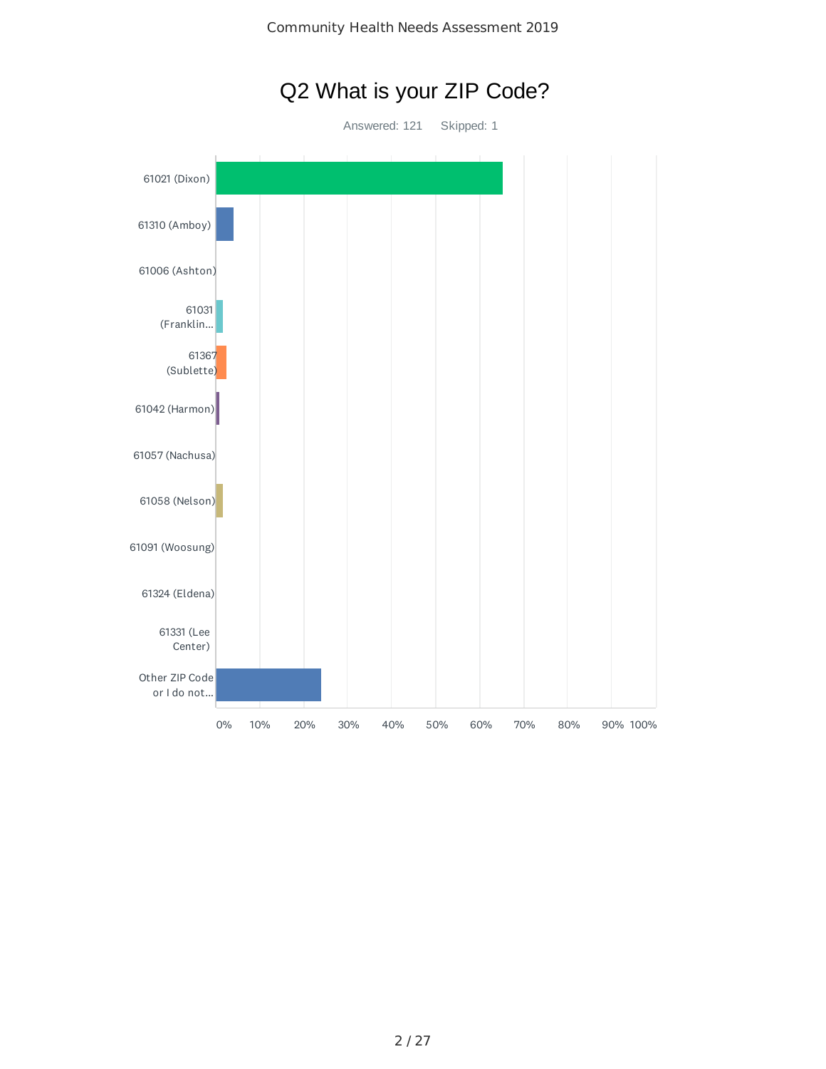# Q2 What is your ZIP Code?

Answered: 121 Skipped: 1

| ZIP Code |
| --- |
| 61021 (Dixon) |
| 61310 (Amboy) |
| 61006 (Ashton) |
| 61031 (Franklin... |
| 61367 (Sublette) |
| 61042 (Harmon) |
| 61057 (Nachusa) |
| 61058 (Nelson) |
| 61091 (Woosung) |
| 61324 (Eldena) |
| 61331 (Lee Center) |
| Other ZIP Code or I do not... |

0% 10% 20% 30% 40% 50% 60% 70% 80% 90% 100%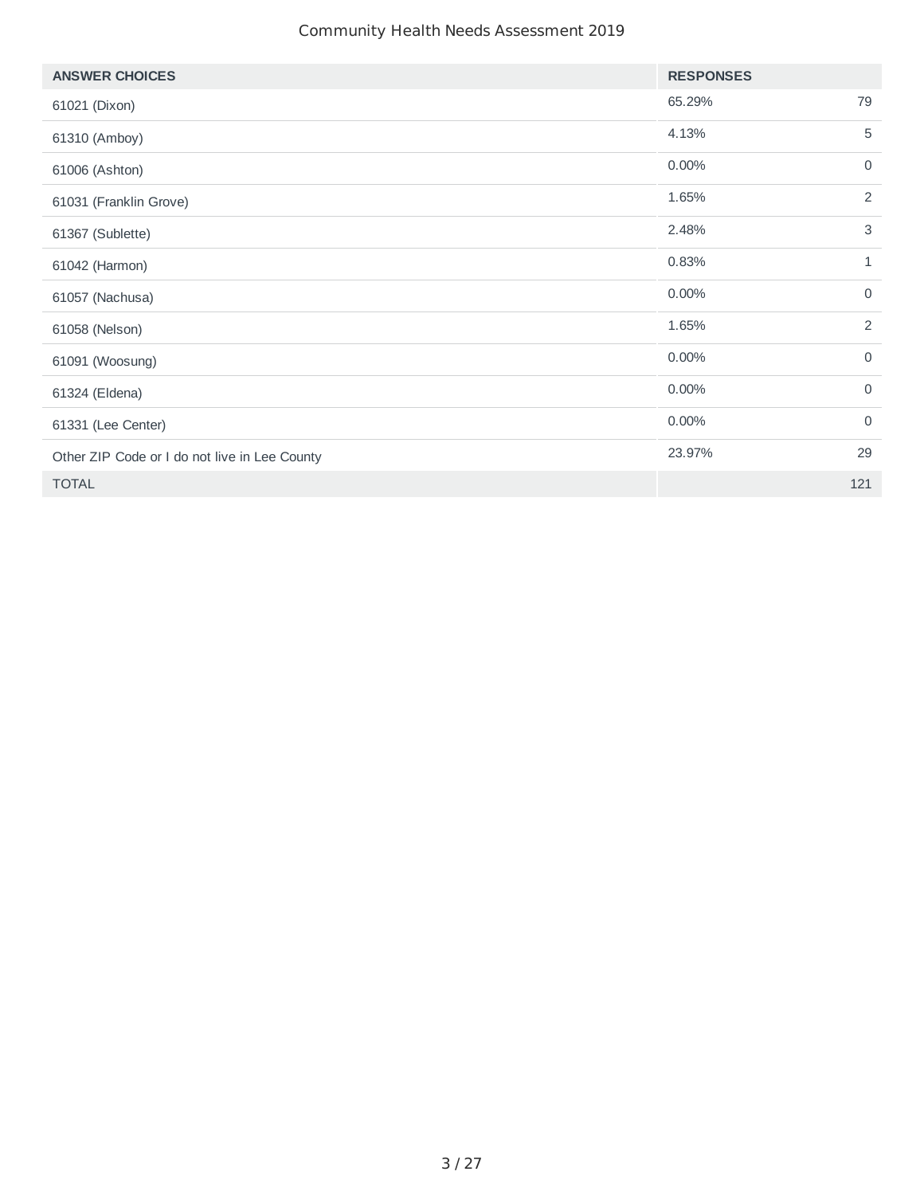| ANSWER CHOICES | RESPONSES | |
|---|---|---|
| 61021 (Dixon) | 65.29% | 79 |
| 61310 (Amboy) | 4.13% | 5 |
| 61006 (Ashton) | 0.00% | 0 |
| 61031 (Franklin Grove) | 1.65% | 2 |
| 61367 (Sublette) | 2.48% | 3 |
| 61042 (Harmon) | 0.83% | 1 |
| 61057 (Nachusa) | 0.00% | 0 |
| 61058 (Nelson) | 1.65% | 2 |
| 61091 (Woosung) | 0.00% | 0 |
| 61324 (Eldena) | 0.00% | 0 |
| 61331 (Lee Center) | 0.00% | 0 |
| Other ZIP Code or I do not live in Lee County | 23.97% | 29 |
| TOTAL | | 121 |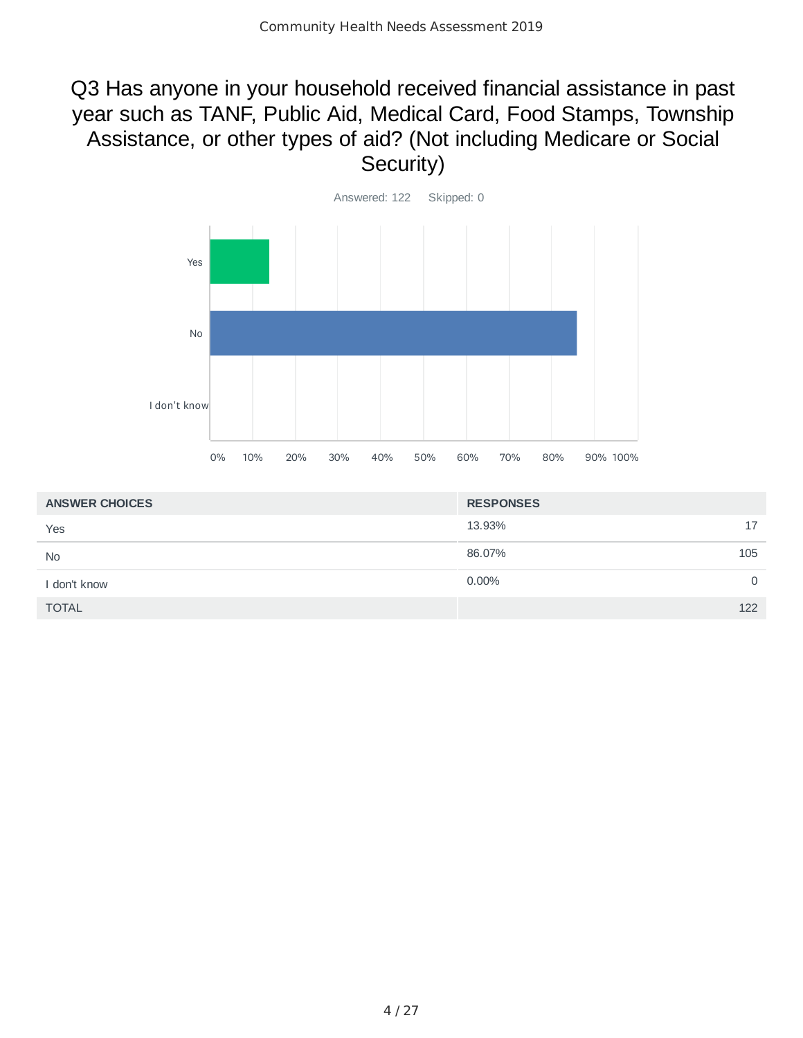## Q3 Has anyone in your household received financial assistance in past year such as TANF, Public Aid, Medical Card, Food Stamps, Township Assistance, or other types of aid? (Not including Medicare or Social Security)

Answered: 122 Skipped: 0

| ANSWER CHOICES | RESPONSES | |
|---|---|---|
| Yes | 13.93% | 17 |
| No | 86.07% | 105 |
| I don't know | 0.00% | 0 |
| TOTAL | | 122 |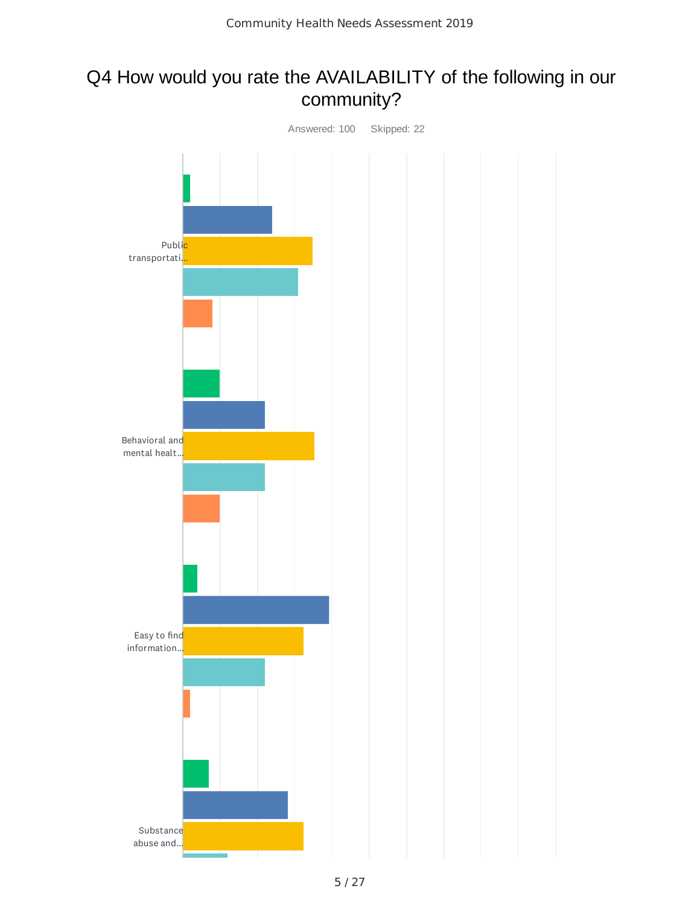# Q4 How would you rate the AVAILABILITY of the following in our community?

Answered: 100    Skipped: 22

Public transportati...

Behavioral and mental healt...

Easy to find information...

Substance abuse and...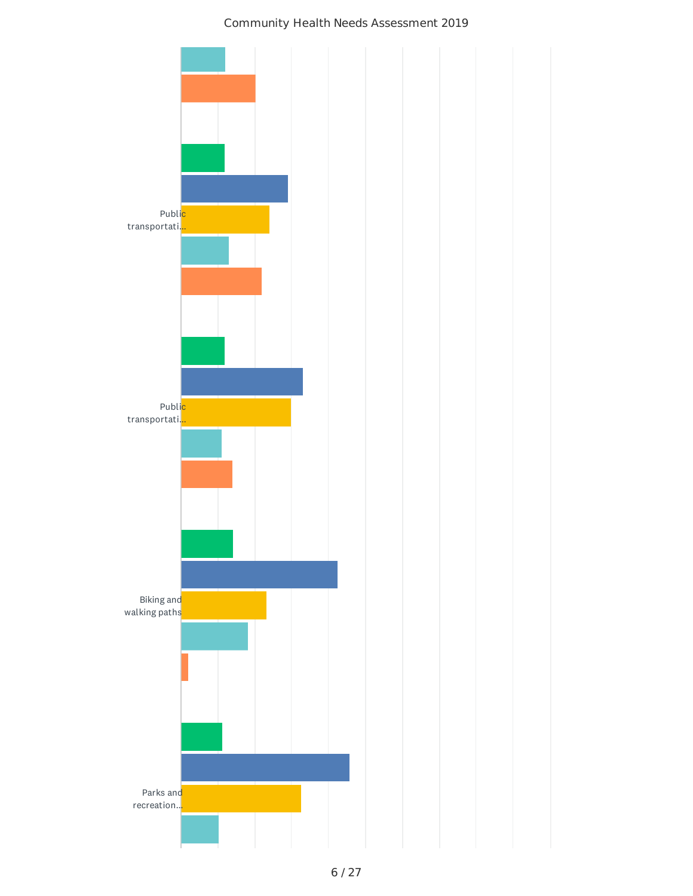Community Health Needs Assessment 2019

Public transportati...

Public transportati...

Biking and walking paths

Parks and recreation...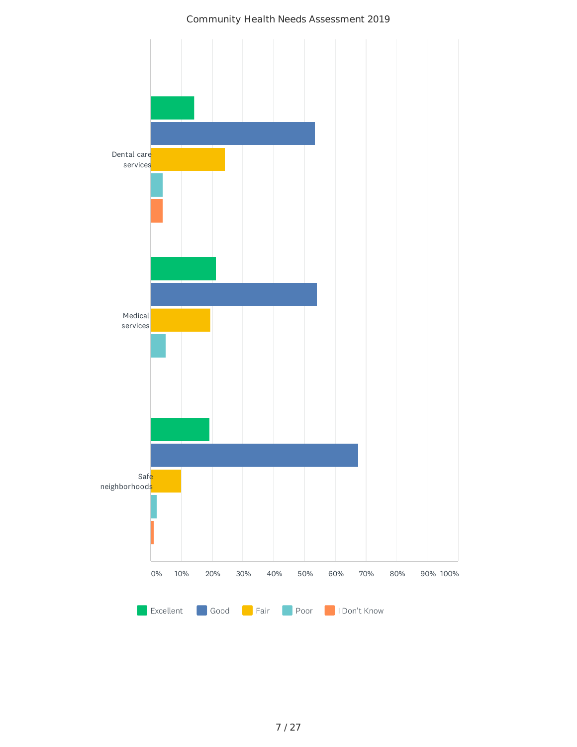Community Health Needs Assessment 2019

Dental care services

Medical services

Safe neighborhoods

0% 10% 20% 30% 40% 50% 60% 70% 80% 90% 100%

Excellent Good Fair Poor I Don't Know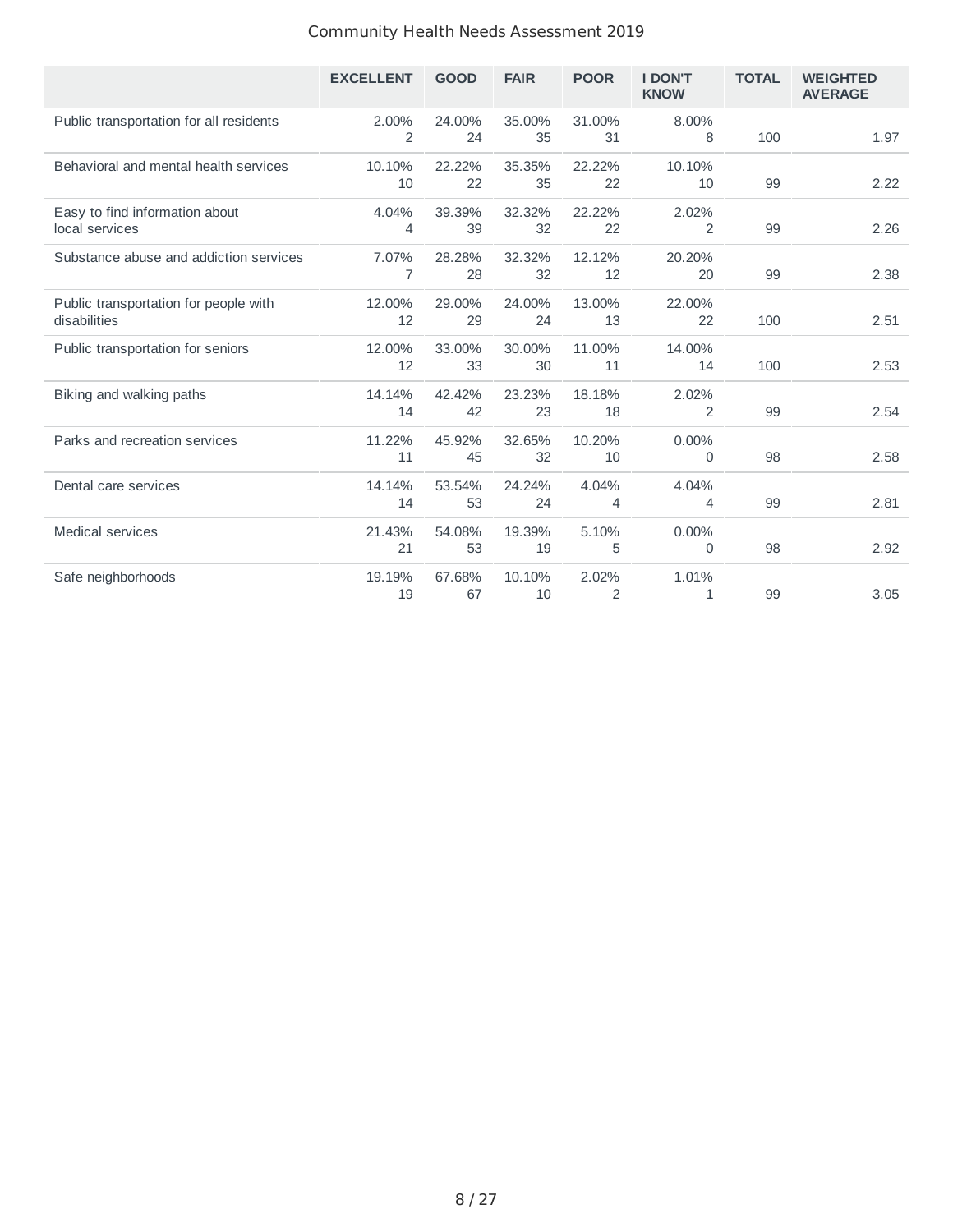| | EXCELLENT | GOOD | FAIR | POOR | I DON'T KNOW | TOTAL | WEIGHTED AVERAGE |
|---|---|---|---|---|---|---|---|
| Public transportation for all residents | 2.00% 2 | 24.00% 24 | 35.00% 35 | 31.00% 31 | 8.00% 8 | 100 | 1.97 |
| Behavioral and mental health services | 10.10% 10 | 22.22% 22 | 35.35% 35 | 22.22% 22 | 10.10% 10 | 99 | 2.22 |
| Easy to find information about local services | 4.04% 4 | 39.39% 39 | 32.32% 32 | 22.22% 22 | 2.02% 2 | 99 | 2.26 |
| Substance abuse and addiction services | 7.07% 7 | 28.28% 28 | 32.32% 32 | 12.12% 12 | 20.20% 20 | 99 | 2.38 |
| Public transportation for people with disabilities | 12.00% 12 | 29.00% 29 | 24.00% 24 | 13.00% 13 | 22.00% 22 | 100 | 2.51 |
| Public transportation for seniors | 12.00% 12 | 33.00% 33 | 30.00% 30 | 11.00% 11 | 14.00% 14 | 100 | 2.53 |
| Biking and walking paths | 14.14% 14 | 42.42% 42 | 23.23% 23 | 18.18% 18 | 2.02% 2 | 99 | 2.54 |
| Parks and recreation services | 11.22% 11 | 45.92% 45 | 32.65% 32 | 10.20% 10 | 0.00% 0 | 98 | 2.58 |
| Dental care services | 14.14% 14 | 53.54% 53 | 24.24% 24 | 4.04% 4 | 4.04% 4 | 99 | 2.81 |
| Medical services | 21.43% 21 | 54.08% 53 | 19.39% 19 | 5.10% 5 | 0.00% 0 | 98 | 2.92 |
| Safe neighborhoods | 19.19% 19 | 67.68% 67 | 10.10% 10 | 2.02% 2 | 1.01% 1 | 99 | 3.05 |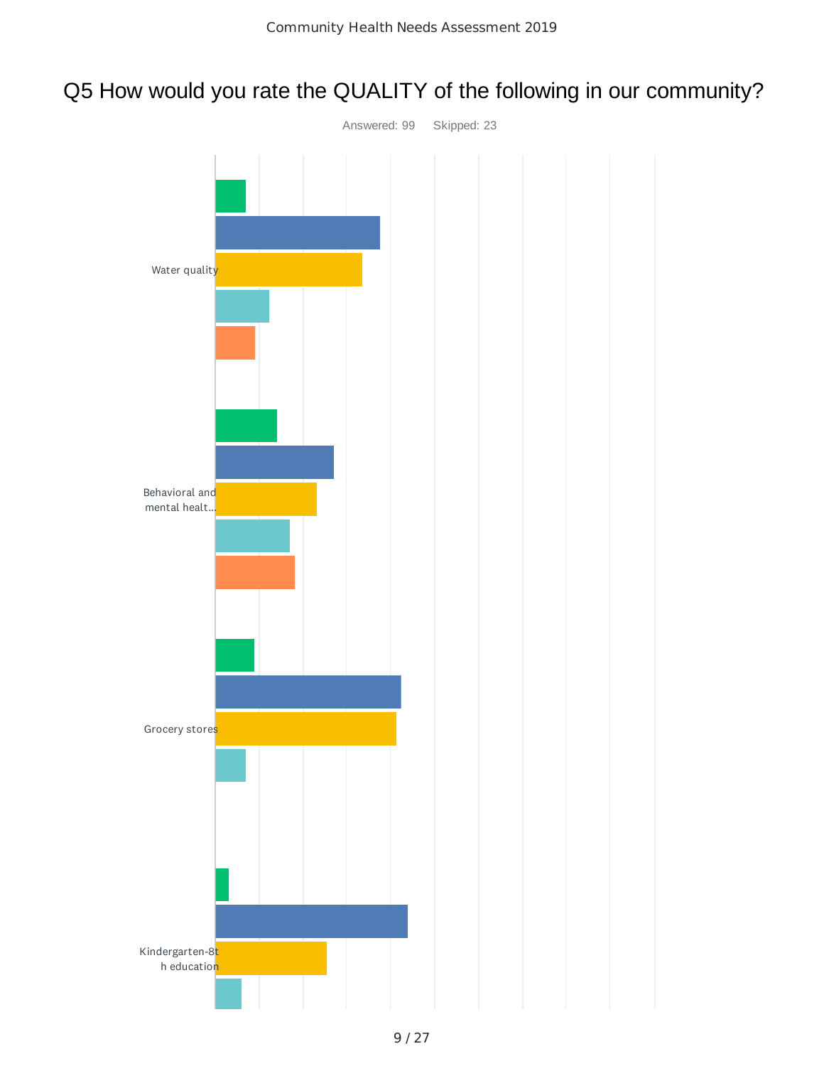# Q5 How would you rate the QUALITY of the following in our community?

Answered: 99 Skipped: 23

Water quality

Behavioral and mental healt...

Grocery stores

Kindergarten-8th education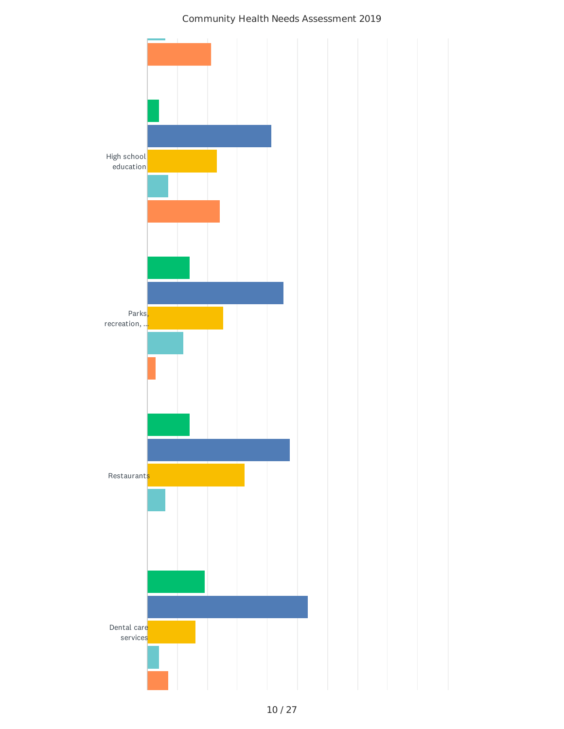High school education

Parks, recreation, ...

Restaurants

Dental care services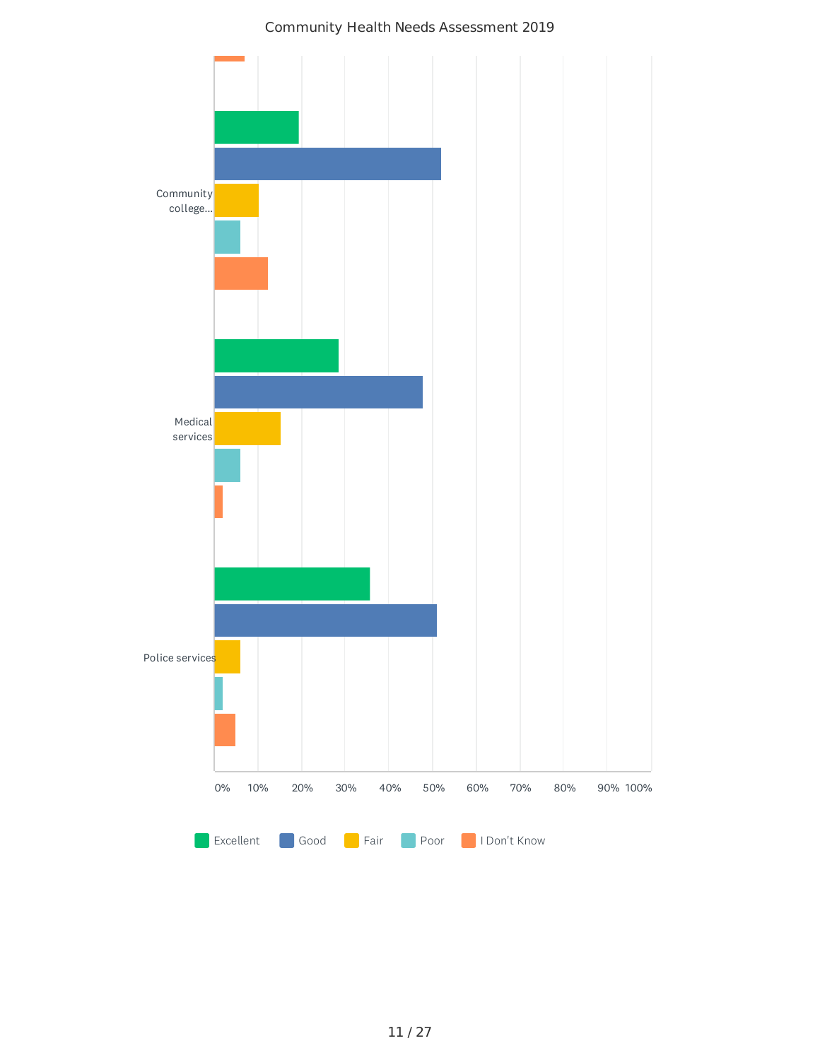Community Health Needs Assessment 2019

| | Excellent | Good | Fair | Poor | I Don't Know |
|---|---|---|---|---|---|
| Community college... | | | | | |
| Medical services | | | | | |
| Police services | | | | | |

0% 10% 20% 30% 40% 50% 60% 70% 80% 90% 100%

Excellent · Good · Fair · Poor · I Don't Know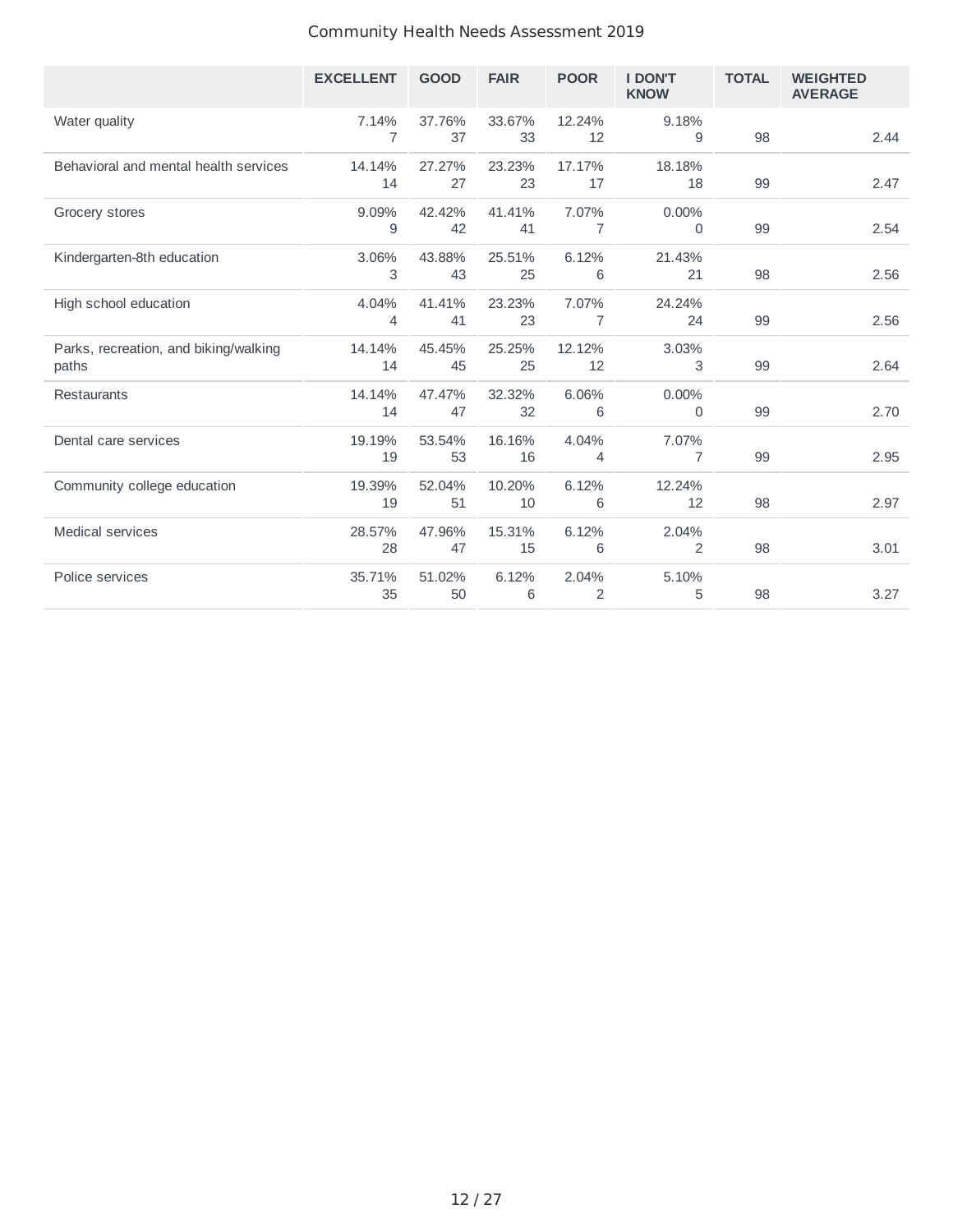| | EXCELLENT | GOOD | FAIR | POOR | I DON'T KNOW | TOTAL | WEIGHTED AVERAGE |
|---|---|---|---|---|---|---|---|
| Water quality | 7.14% 7 | 37.76% 37 | 33.67% 33 | 12.24% 12 | 9.18% 9 | 98 | 2.44 |
| Behavioral and mental health services | 14.14% 14 | 27.27% 27 | 23.23% 23 | 17.17% 17 | 18.18% 18 | 99 | 2.47 |
| Grocery stores | 9.09% 9 | 42.42% 42 | 41.41% 41 | 7.07% 7 | 0.00% 0 | 99 | 2.54 |
| Kindergarten-8th education | 3.06% 3 | 43.88% 43 | 25.51% 25 | 6.12% 6 | 21.43% 21 | 98 | 2.56 |
| High school education | 4.04% 4 | 41.41% 41 | 23.23% 23 | 7.07% 7 | 24.24% 24 | 99 | 2.56 |
| Parks, recreation, and biking/walking paths | 14.14% 14 | 45.45% 45 | 25.25% 25 | 12.12% 12 | 3.03% 3 | 99 | 2.64 |
| Restaurants | 14.14% 14 | 47.47% 47 | 32.32% 32 | 6.06% 6 | 0.00% 0 | 99 | 2.70 |
| Dental care services | 19.19% 19 | 53.54% 53 | 16.16% 16 | 4.04% 4 | 7.07% 7 | 99 | 2.95 |
| Community college education | 19.39% 19 | 52.04% 51 | 10.20% 10 | 6.12% 6 | 12.24% 12 | 98 | 2.97 |
| Medical services | 28.57% 28 | 47.96% 47 | 15.31% 15 | 6.12% 6 | 2.04% 2 | 98 | 3.01 |
| Police services | 35.71% 35 | 51.02% 50 | 6.12% 6 | 2.04% 2 | 5.10% 5 | 98 | 3.27 |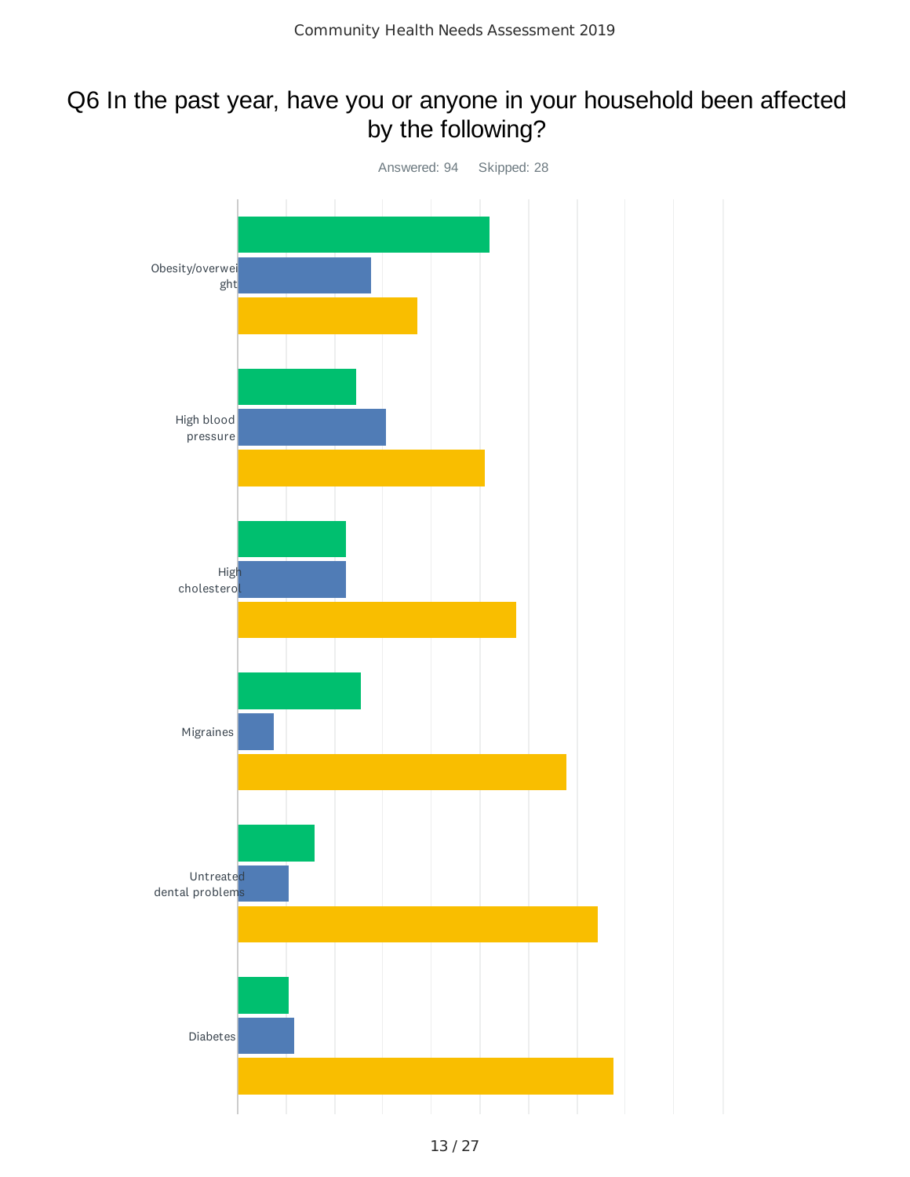# Q6 In the past year, have you or anyone in your household been affected by the following?

Answered: 94    Skipped: 28

Obesity/overweight

High blood pressure

High cholesterol

Migraines

Untreated dental problems

Diabetes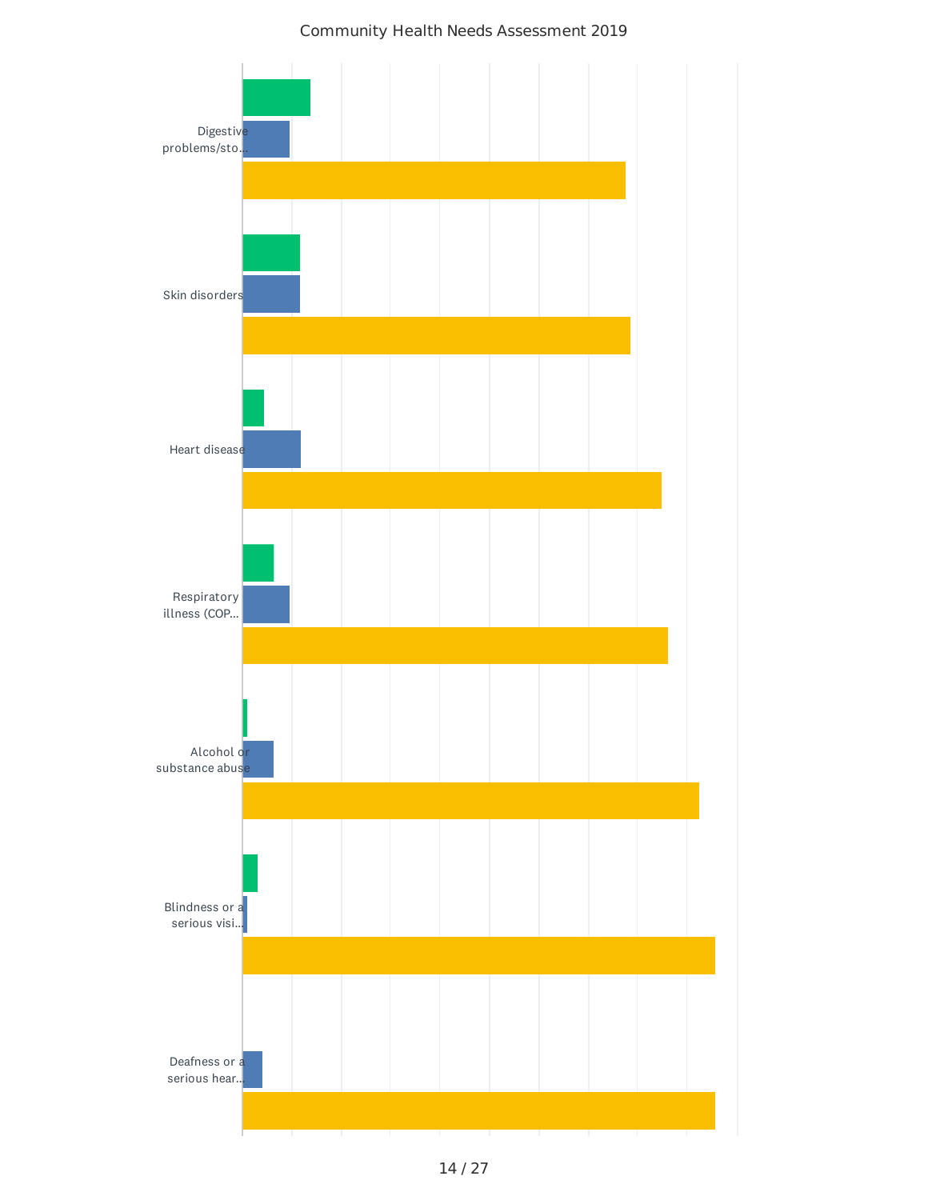Community Health Needs Assessment 2019

Digestive problems/sto...

Skin disorders

Heart disease

Respiratory illness (COP...

Alcohol or substance abuse

Blindness or a serious visi...

Deafness or a serious hear...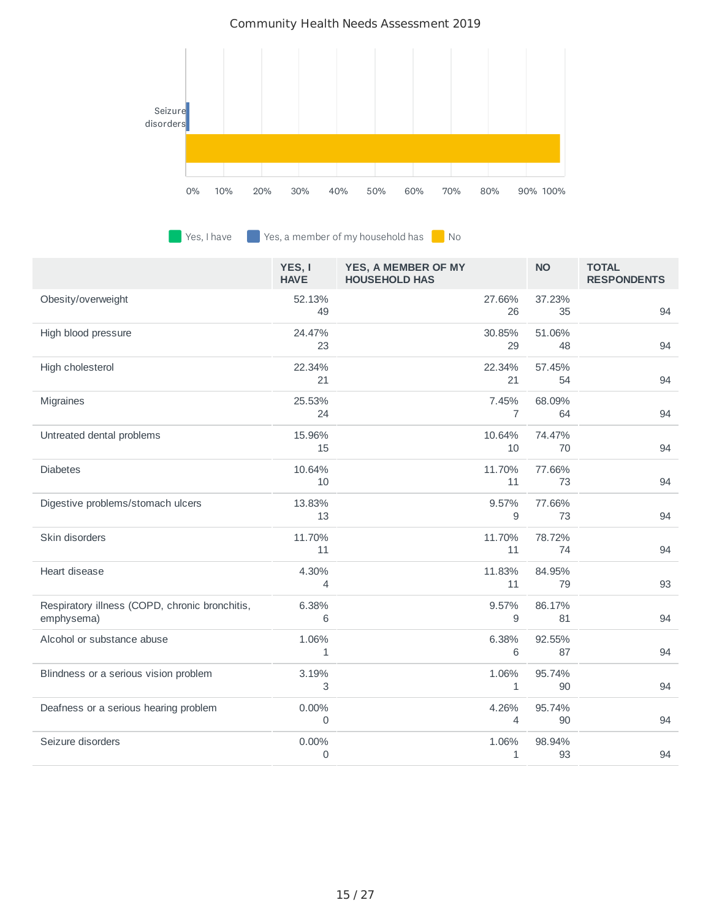Community Health Needs Assessment 2019

Seizure disorders

0% 10% 20% 30% 40% 50% 60% 70% 80% 90% 100%

Yes, I have | Yes, a member of my household has | No

| | YES, I HAVE | YES, A MEMBER OF MY HOUSEHOLD HAS | NO | TOTAL RESPONDENTS |
|---|---|---|---|---|
| Obesity/overweight | 52.13% 49 | 27.66% 26 | 37.23% 35 | 94 |
| High blood pressure | 24.47% 23 | 30.85% 29 | 51.06% 48 | 94 |
| High cholesterol | 22.34% 21 | 22.34% 21 | 57.45% 54 | 94 |
| Migraines | 25.53% 24 | 7.45% 7 | 68.09% 64 | 94 |
| Untreated dental problems | 15.96% 15 | 10.64% 10 | 74.47% 70 | 94 |
| Diabetes | 10.64% 10 | 11.70% 11 | 77.66% 73 | 94 |
| Digestive problems/stomach ulcers | 13.83% 13 | 9.57% 9 | 77.66% 73 | 94 |
| Skin disorders | 11.70% 11 | 11.70% 11 | 78.72% 74 | 94 |
| Heart disease | 4.30% 4 | 11.83% 11 | 84.95% 79 | 93 |
| Respiratory illness (COPD, chronic bronchitis, emphysema) | 6.38% 6 | 9.57% 9 | 86.17% 81 | 94 |
| Alcohol or substance abuse | 1.06% 1 | 6.38% 6 | 92.55% 87 | 94 |
| Blindness or a serious vision problem | 3.19% 3 | 1.06% 1 | 95.74% 90 | 94 |
| Deafness or a serious hearing problem | 0.00% 0 | 4.26% 4 | 95.74% 90 | 94 |
| Seizure disorders | 0.00% 0 | 1.06% 1 | 98.94% 93 | 94 |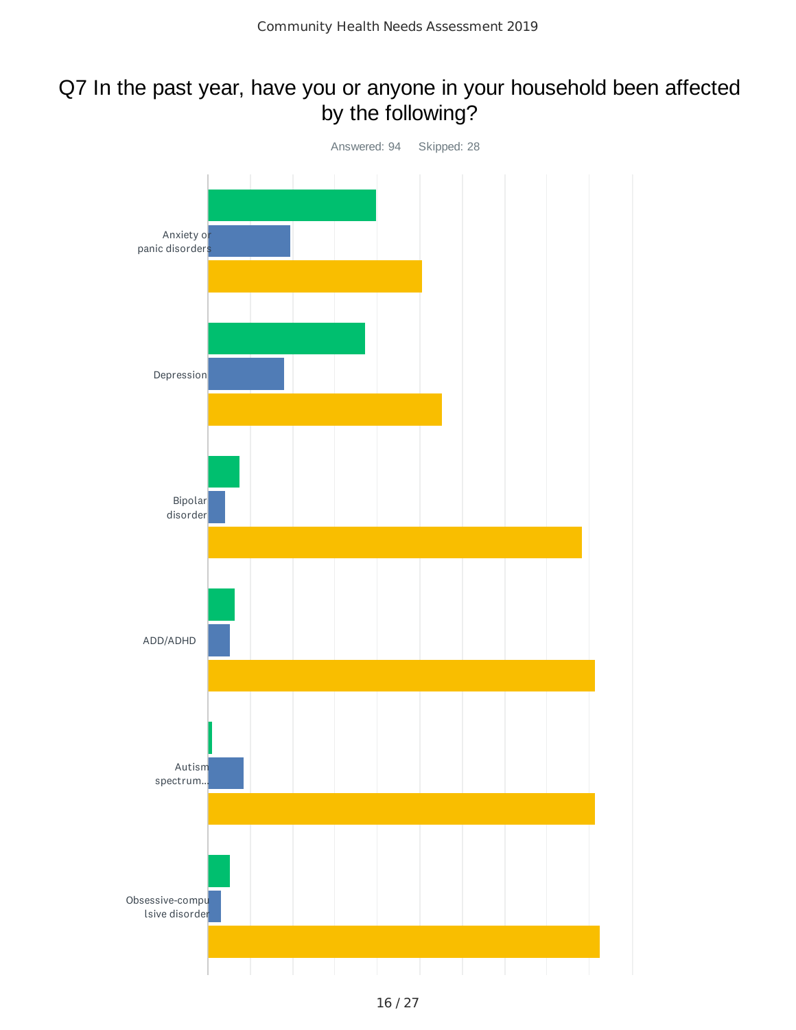# Q7 In the past year, have you or anyone in your household been affected by the following?

Answered: 94 Skipped: 28

Anxiety or panic disorders

Depression

Bipolar disorder

ADD/ADHD

Autism spectrum...

Obsessive-compulsive disorder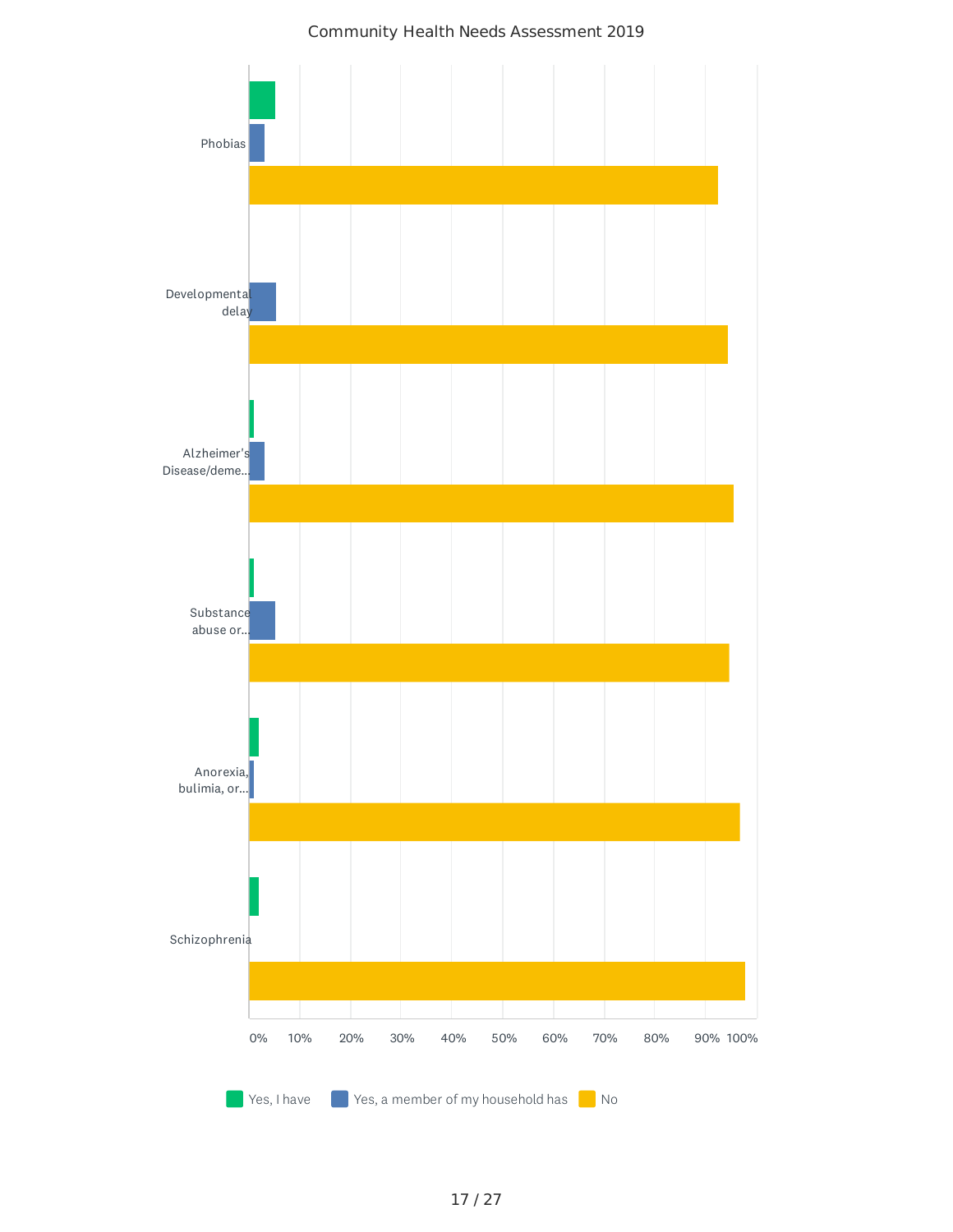Community Health Needs Assessment 2019

Phobias

Developmental delay

Alzheimer's Disease/deme...

Substance abuse or...

Anorexia, bulimia, or...

Schizophrenia

0% 10% 20% 30% 40% 50% 60% 70% 80% 90% 100%

Yes, I have | Yes, a member of my household has | No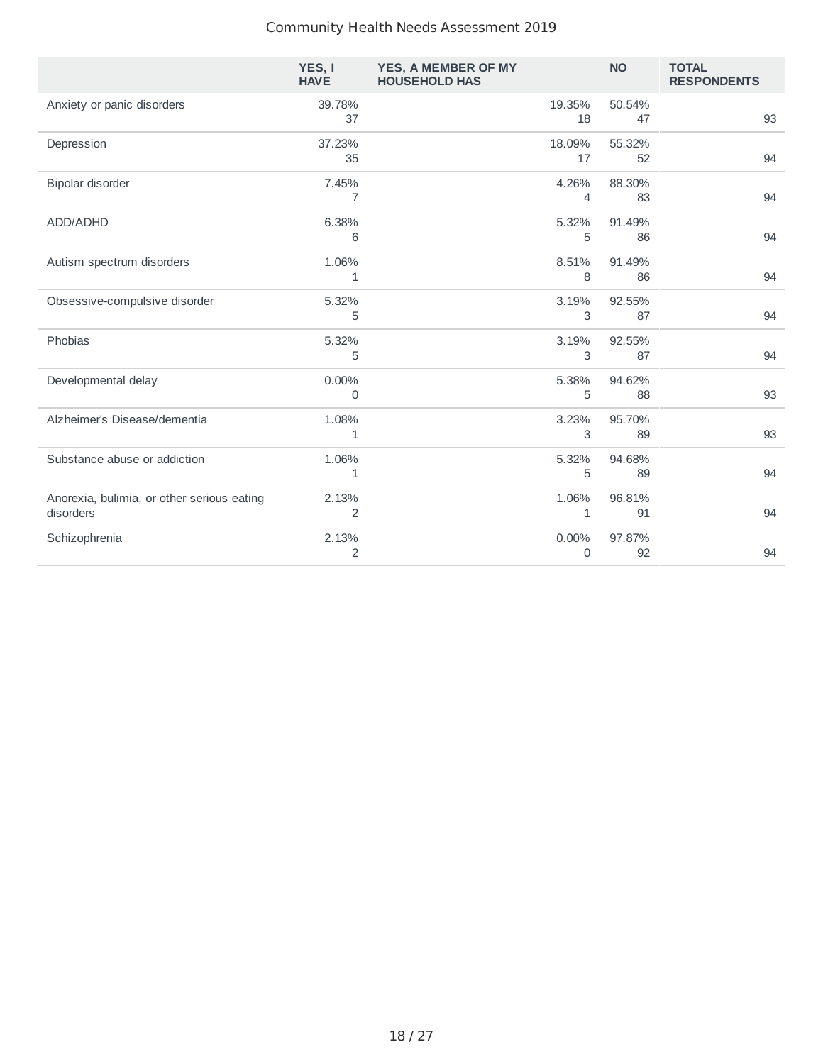| | YES, I HAVE | YES, A MEMBER OF MY HOUSEHOLD HAS | NO | TOTAL RESPONDENTS |
|---|---|---|---|---|
| Anxiety or panic disorders | 39.78%<br>37 | 19.35%<br>18 | 50.54%<br>47 | 93 |
| Depression | 37.23%<br>35 | 18.09%<br>17 | 55.32%<br>52 | 94 |
| Bipolar disorder | 7.45%<br>7 | 4.26%<br>4 | 88.30%<br>83 | 94 |
| ADD/ADHD | 6.38%<br>6 | 5.32%<br>5 | 91.49%<br>86 | 94 |
| Autism spectrum disorders | 1.06%<br>1 | 8.51%<br>8 | 91.49%<br>86 | 94 |
| Obsessive-compulsive disorder | 5.32%<br>5 | 3.19%<br>3 | 92.55%<br>87 | 94 |
| Phobias | 5.32%<br>5 | 3.19%<br>3 | 92.55%<br>87 | 94 |
| Developmental delay | 0.00%<br>0 | 5.38%<br>5 | 94.62%<br>88 | 93 |
| Alzheimer's Disease/dementia | 1.08%<br>1 | 3.23%<br>3 | 95.70%<br>89 | 93 |
| Substance abuse or addiction | 1.06%<br>1 | 5.32%<br>5 | 94.68%<br>89 | 94 |
| Anorexia, bulimia, or other serious eating disorders | 2.13%<br>2 | 1.06%<br>1 | 96.81%<br>91 | 94 |
| Schizophrenia | 2.13%<br>2 | 0.00%<br>0 | 97.87%<br>92 | 94 |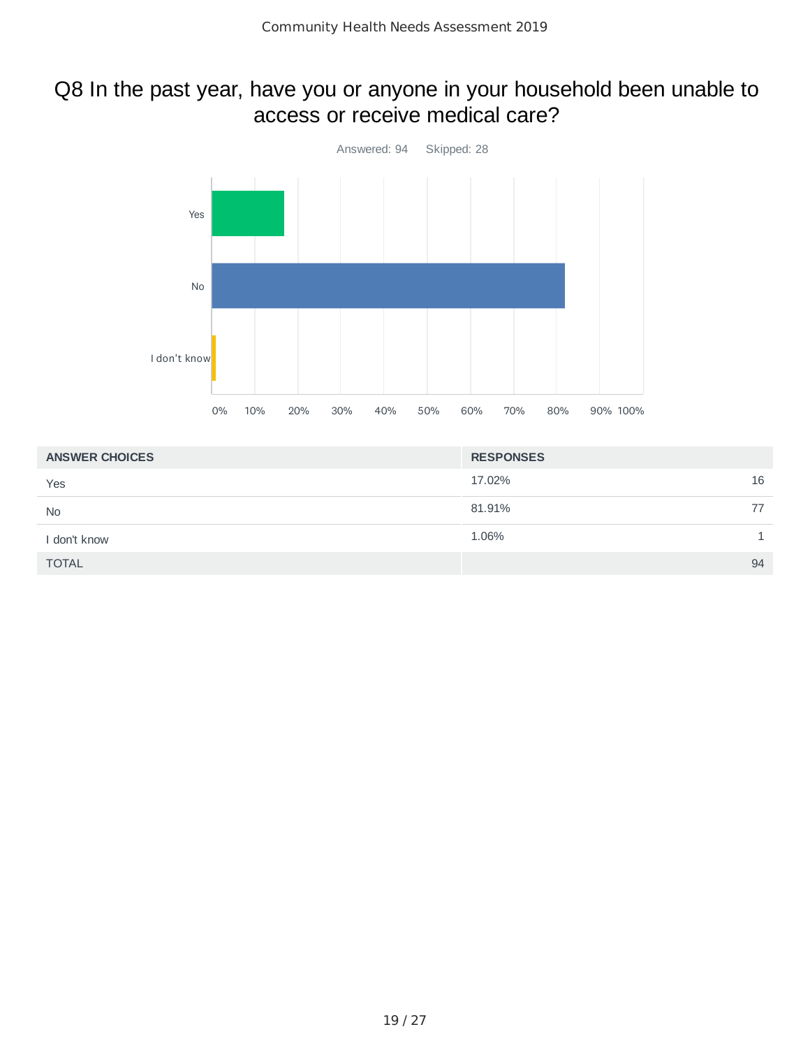## Q8 In the past year, have you or anyone in your household been unable to access or receive medical care?

Answered: 94 Skipped: 28

| ANSWER CHOICES | RESPONSES | |
|---|---|---|
| Yes | 17.02% | 16 |
| No | 81.91% | 77 |
| I don't know | 1.06% | 1 |
| TOTAL | | 94 |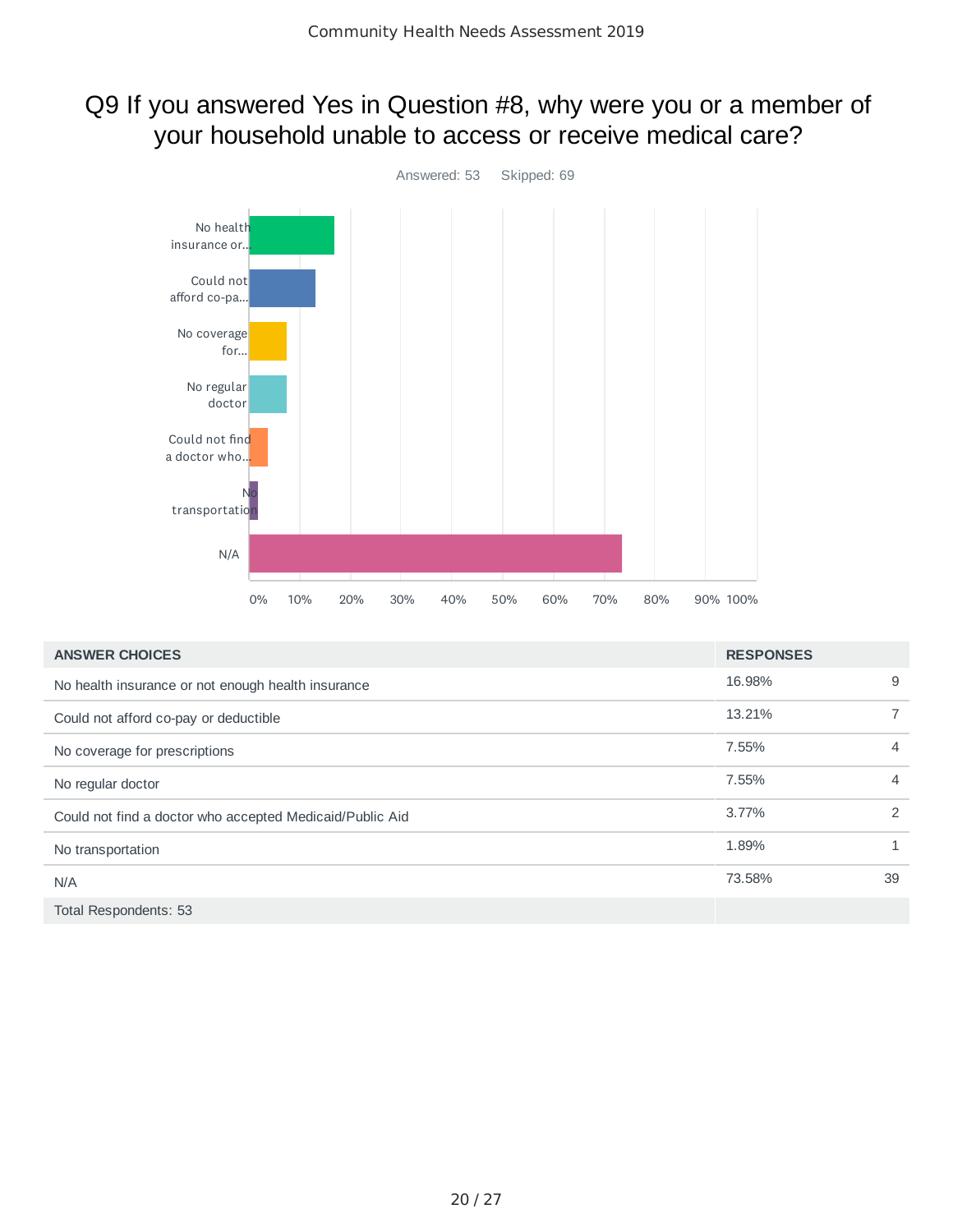# Q9 If you answered Yes in Question #8, why were you or a member of your household unable to access or receive medical care?

Answered: 53 Skipped: 69

| ANSWER CHOICES | RESPONSES | |
|---|---|---|
| No health insurance or not enough health insurance | 16.98% | 9 |
| Could not afford co-pay or deductible | 13.21% | 7 |
| No coverage for prescriptions | 7.55% | 4 |
| No regular doctor | 7.55% | 4 |
| Could not find a doctor who accepted Medicaid/Public Aid | 3.77% | 2 |
| No transportation | 1.89% | 1 |
| N/A | 73.58% | 39 |
| Total Respondents: 53 | | |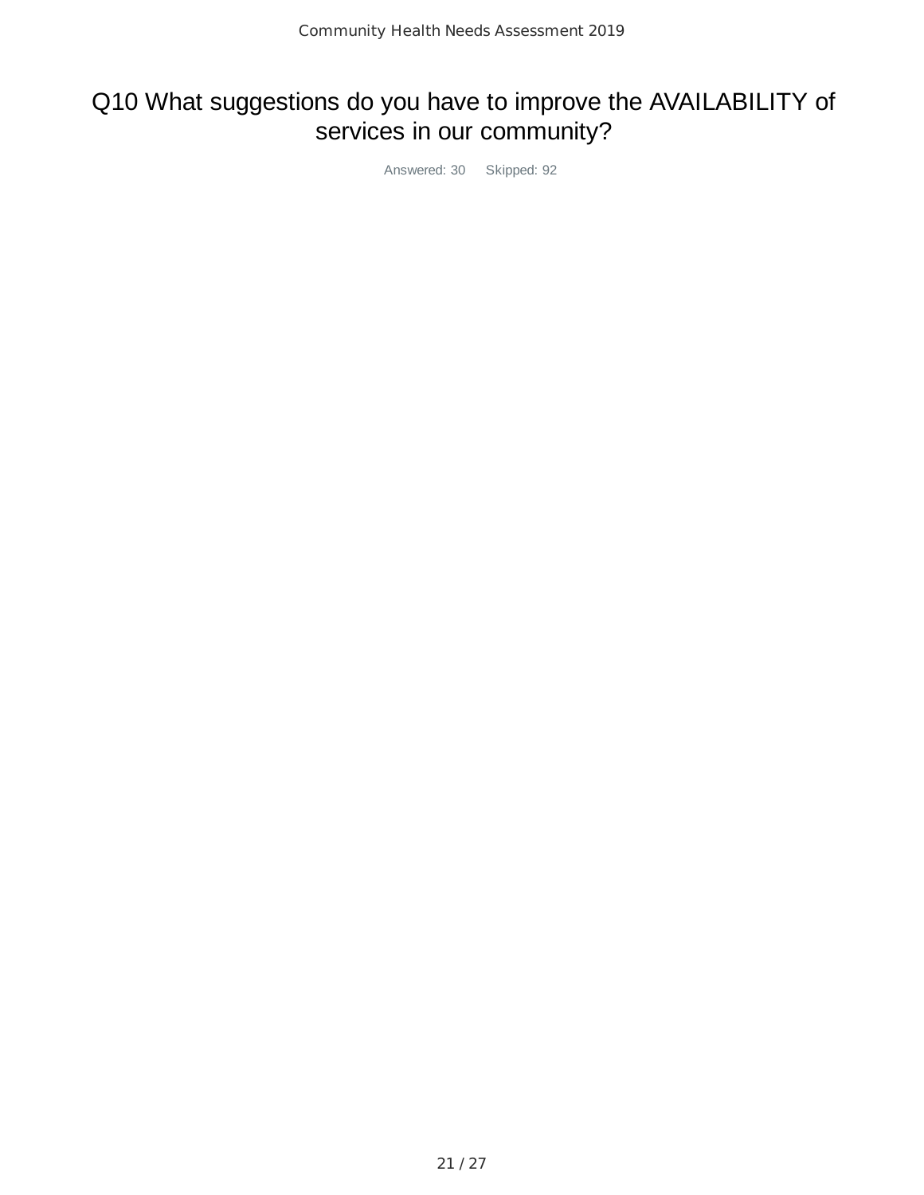# Q10 What suggestions do you have to improve the AVAILABILITY of services in our community?

Answered: 30 Skipped: 92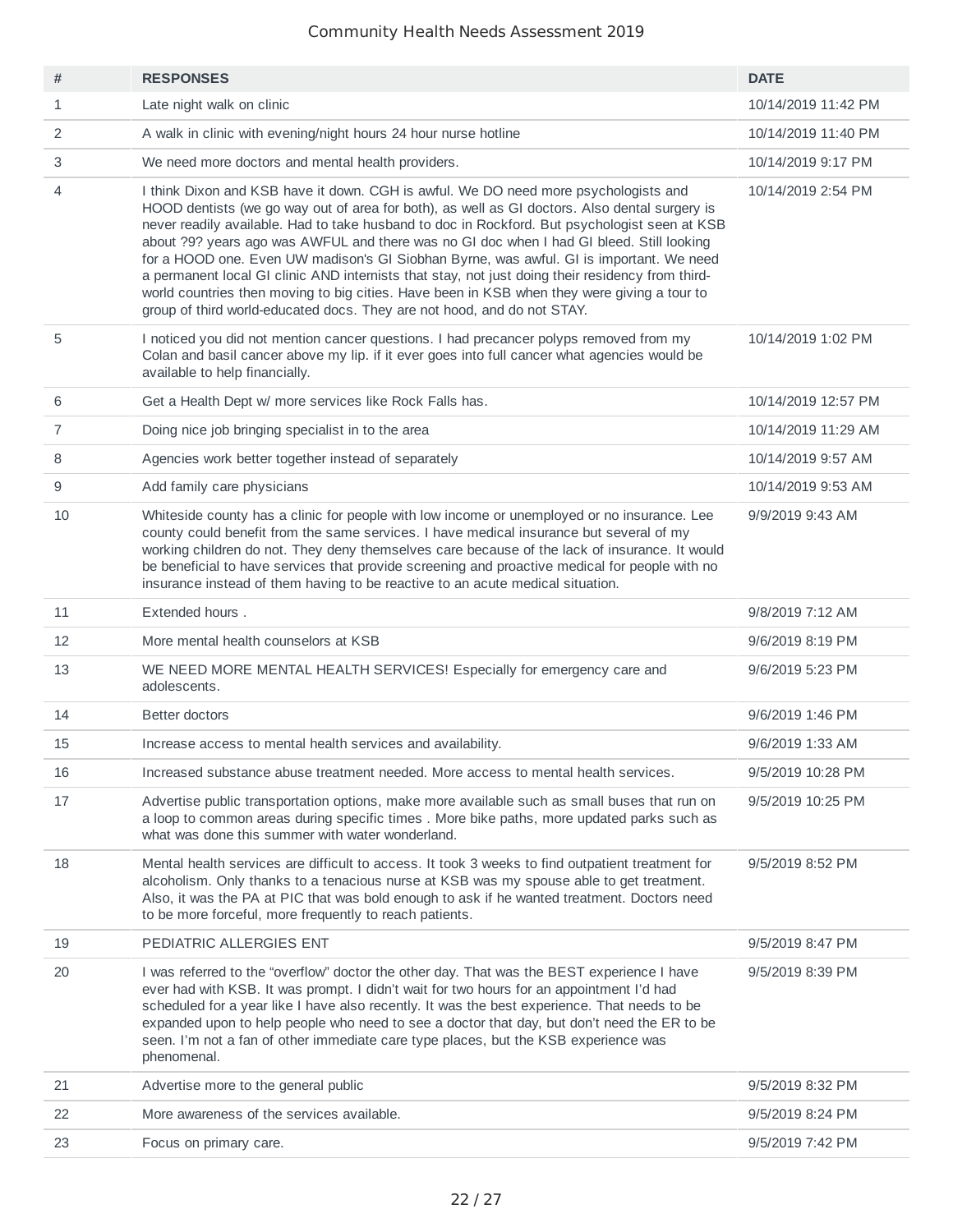| # | RESPONSES | DATE |
|---|---|---|
| 1 | Late night walk on clinic | 10/14/2019 11:42 PM |
| 2 | A walk in clinic with evening/night hours 24 hour nurse hotline | 10/14/2019 11:40 PM |
| 3 | We need more doctors and mental health providers. | 10/14/2019 9:17 PM |
| 4 | I think Dixon and KSB have it down. CGH is awful. We DO need more psychologists and HOOD dentists (we go way out of area for both), as well as GI doctors. Also dental surgery is never readily available. Had to take husband to doc in Rockford. But psychologist seen at KSB about ?9? years ago was AWFUL and there was no GI doc when I had GI bleed. Still looking for a HOOD one. Even UW madison's GI Siobhan Byrne, was awful. GI is important. We need a permanent local GI clinic AND internists that stay, not just doing their residency from third-world countries then moving to big cities. Have been in KSB when they were giving a tour to group of third world-educated docs. They are not hood, and do not STAY. | 10/14/2019 2:54 PM |
| 5 | I noticed you did not mention cancer questions. I had precancer polyps removed from my Colan and basil cancer above my lip. if it ever goes into full cancer what agencies would be available to help financially. | 10/14/2019 1:02 PM |
| 6 | Get a Health Dept w/ more services like Rock Falls has. | 10/14/2019 12:57 PM |
| 7 | Doing nice job bringing specialist in to the area | 10/14/2019 11:29 AM |
| 8 | Agencies work better together instead of separately | 10/14/2019 9:57 AM |
| 9 | Add family care physicians | 10/14/2019 9:53 AM |
| 10 | Whiteside county has a clinic for people with low income or unemployed or no insurance. Lee county could benefit from the same services. I have medical insurance but several of my working children do not. They deny themselves care because of the lack of insurance. It would be beneficial to have services that provide screening and proactive medical for people with no insurance instead of them having to be reactive to an acute medical situation. | 9/9/2019 9:43 AM |
| 11 | Extended hours . | 9/8/2019 7:12 AM |
| 12 | More mental health counselors at KSB | 9/6/2019 8:19 PM |
| 13 | WE NEED MORE MENTAL HEALTH SERVICES! Especially for emergency care and adolescents. | 9/6/2019 5:23 PM |
| 14 | Better doctors | 9/6/2019 1:46 PM |
| 15 | Increase access to mental health services and availability. | 9/6/2019 1:33 AM |
| 16 | Increased substance abuse treatment needed. More access to mental health services. | 9/5/2019 10:28 PM |
| 17 | Advertise public transportation options, make more available such as small buses that run on a loop to common areas during specific times . More bike paths, more updated parks such as what was done this summer with water wonderland. | 9/5/2019 10:25 PM |
| 18 | Mental health services are difficult to access. It took 3 weeks to find outpatient treatment for alcoholism. Only thanks to a tenacious nurse at KSB was my spouse able to get treatment. Also, it was the PA at PIC that was bold enough to ask if he wanted treatment. Doctors need to be more forceful, more frequently to reach patients. | 9/5/2019 8:52 PM |
| 19 | PEDIATRIC ALLERGIES ENT | 9/5/2019 8:47 PM |
| 20 | I was referred to the "overflow" doctor the other day. That was the BEST experience I have ever had with KSB. It was prompt. I didn't wait for two hours for an appointment I'd had scheduled for a year like I have also recently. It was the best experience. That needs to be expanded upon to help people who need to see a doctor that day, but don't need the ER to be seen. I'm not a fan of other immediate care type places, but the KSB experience was phenomenal. | 9/5/2019 8:39 PM |
| 21 | Advertise more to the general public | 9/5/2019 8:32 PM |
| 22 | More awareness of the services available. | 9/5/2019 8:24 PM |
| 23 | Focus on primary care. | 9/5/2019 7:42 PM |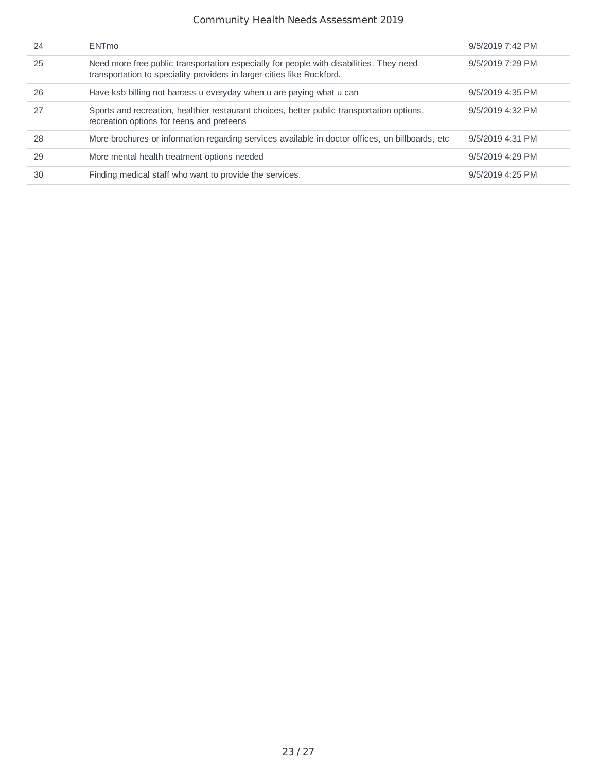| | | |
|---|---|---|
| 24 | ENTmo | 9/5/2019 7:42 PM |
| 25 | Need more free public transportation especially for people with disabilities. They need transportation to speciality providers in larger cities like Rockford. | 9/5/2019 7:29 PM |
| 26 | Have ksb billing not harrass u everyday when u are paying what u can | 9/5/2019 4:35 PM |
| 27 | Sports and recreation, healthier restaurant choices, better public transportation options, recreation options for teens and preteens | 9/5/2019 4:32 PM |
| 28 | More brochures or information regarding services available in doctor offices, on billboards, etc | 9/5/2019 4:31 PM |
| 29 | More mental health treatment options needed | 9/5/2019 4:29 PM |
| 30 | Finding medical staff who want to provide the services. | 9/5/2019 4:25 PM |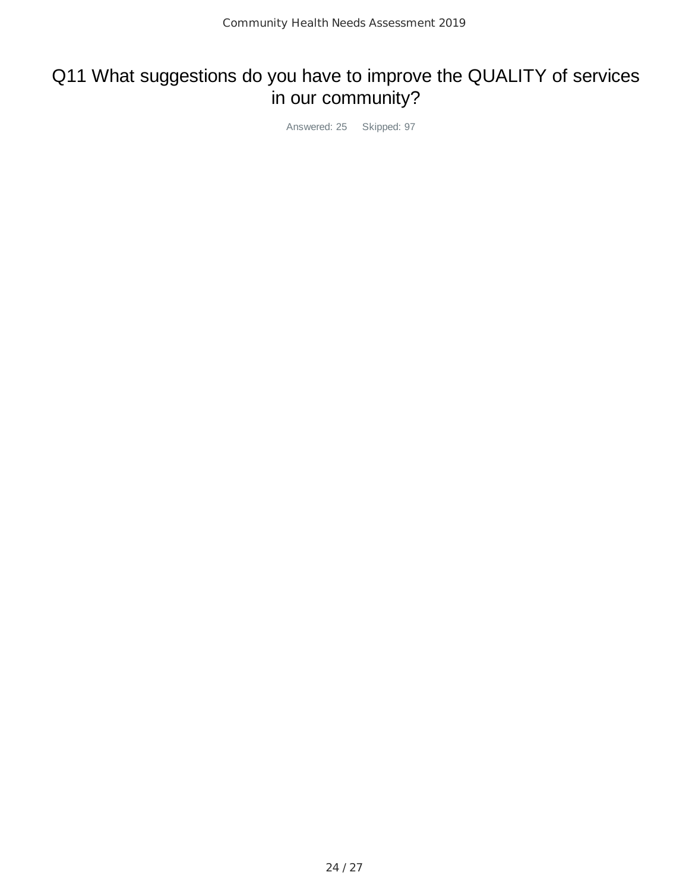# Q11 What suggestions do you have to improve the QUALITY of services in our community?

Answered: 25 Skipped: 97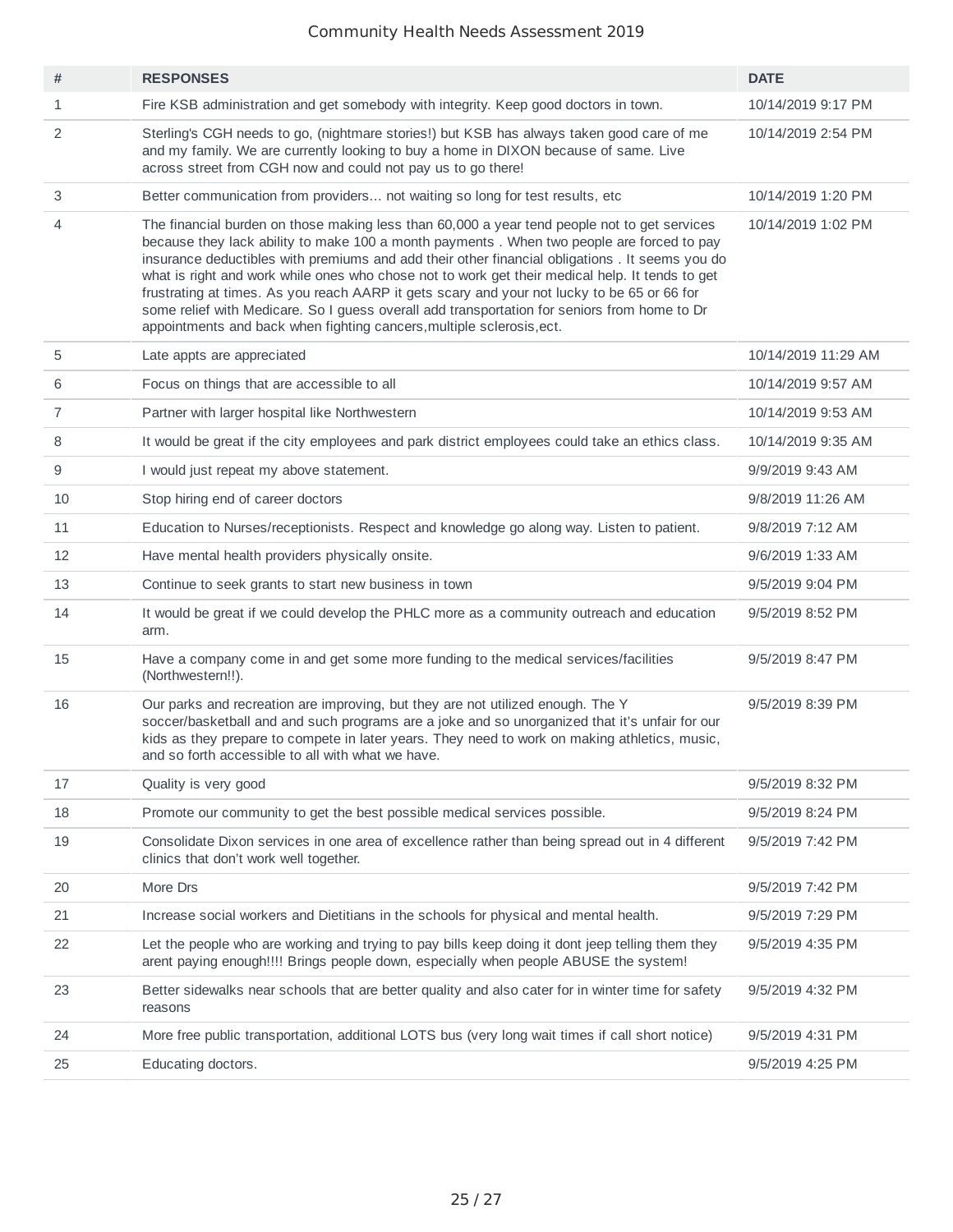| # | RESPONSES | DATE |
|---|---|---|
| 1 | Fire KSB administration and get somebody with integrity. Keep good doctors in town. | 10/14/2019 9:17 PM |
| 2 | Sterling's CGH needs to go, (nightmare stories!) but KSB has always taken good care of me and my family. We are currently looking to buy a home in DIXON because of same. Live across street from CGH now and could not pay us to go there! | 10/14/2019 2:54 PM |
| 3 | Better communication from providers… not waiting so long for test results, etc | 10/14/2019 1:20 PM |
| 4 | The financial burden on those making less than 60,000 a year tend people not to get services because they lack ability to make 100 a month payments . When two people are forced to pay insurance deductibles with premiums and add their other financial obligations . It seems you do what is right and work while ones who chose not to work get their medical help. It tends to get frustrating at times. As you reach AARP it gets scary and your not lucky to be 65 or 66 for some relief with Medicare. So I guess overall add transportation for seniors from home to Dr appointments and back when fighting cancers,multiple sclerosis,ect. | 10/14/2019 1:02 PM |
| 5 | Late appts are appreciated | 10/14/2019 11:29 AM |
| 6 | Focus on things that are accessible to all | 10/14/2019 9:57 AM |
| 7 | Partner with larger hospital like Northwestern | 10/14/2019 9:53 AM |
| 8 | It would be great if the city employees and park district employees could take an ethics class. | 10/14/2019 9:35 AM |
| 9 | I would just repeat my above statement. | 9/9/2019 9:43 AM |
| 10 | Stop hiring end of career doctors | 9/8/2019 11:26 AM |
| 11 | Education to Nurses/receptionists. Respect and knowledge go along way. Listen to patient. | 9/8/2019 7:12 AM |
| 12 | Have mental health providers physically onsite. | 9/6/2019 1:33 AM |
| 13 | Continue to seek grants to start new business in town | 9/5/2019 9:04 PM |
| 14 | It would be great if we could develop the PHLC more as a community outreach and education arm. | 9/5/2019 8:52 PM |
| 15 | Have a company come in and get some more funding to the medical services/facilities (Northwestern!!). | 9/5/2019 8:47 PM |
| 16 | Our parks and recreation are improving, but they are not utilized enough. The Y soccer/basketball and and such programs are a joke and so unorganized that it's unfair for our kids as they prepare to compete in later years. They need to work on making athletics, music, and so forth accessible to all with what we have. | 9/5/2019 8:39 PM |
| 17 | Quality is very good | 9/5/2019 8:32 PM |
| 18 | Promote our community to get the best possible medical services possible. | 9/5/2019 8:24 PM |
| 19 | Consolidate Dixon services in one area of excellence rather than being spread out in 4 different clinics that don't work well together. | 9/5/2019 7:42 PM |
| 20 | More Drs | 9/5/2019 7:42 PM |
| 21 | Increase social workers and Dietitians in the schools for physical and mental health. | 9/5/2019 7:29 PM |
| 22 | Let the people who are working and trying to pay bills keep doing it dont jeep telling them they arent paying enough!!!! Brings people down, especially when people ABUSE the system! | 9/5/2019 4:35 PM |
| 23 | Better sidewalks near schools that are better quality and also cater for in winter time for safety reasons | 9/5/2019 4:32 PM |
| 24 | More free public transportation, additional LOTS bus (very long wait times if call short notice) | 9/5/2019 4:31 PM |
| 25 | Educating doctors. | 9/5/2019 4:25 PM |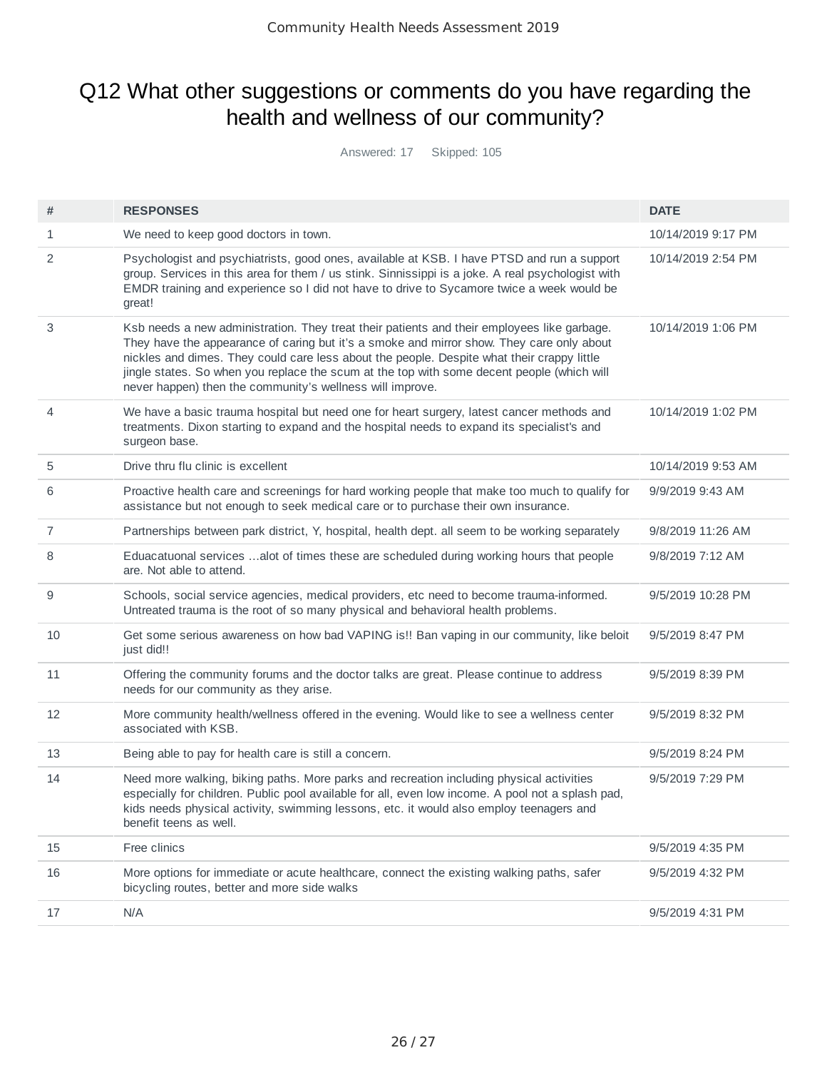# Q12 What other suggestions or comments do you have regarding the health and wellness of our community?

Answered: 17 Skipped: 105

| # | RESPONSES | DATE |
|---|---|---|
| 1 | We need to keep good doctors in town. | 10/14/2019 9:17 PM |
| 2 | Psychologist and psychiatrists, good ones, available at KSB. I have PTSD and run a support group. Services in this area for them / us stink. Sinnissippi is a joke. A real psychologist with EMDR training and experience so I did not have to drive to Sycamore twice a week would be great! | 10/14/2019 2:54 PM |
| 3 | Ksb needs a new administration. They treat their patients and their employees like garbage. They have the appearance of caring but it's a smoke and mirror show. They care only about nickles and dimes. They could care less about the people. Despite what their crappy little jingle states. So when you replace the scum at the top with some decent people (which will never happen) then the community's wellness will improve. | 10/14/2019 1:06 PM |
| 4 | We have a basic trauma hospital but need one for heart surgery, latest cancer methods and treatments. Dixon starting to expand and the hospital needs to expand its specialist's and surgeon base. | 10/14/2019 1:02 PM |
| 5 | Drive thru flu clinic is excellent | 10/14/2019 9:53 AM |
| 6 | Proactive health care and screenings for hard working people that make too much to qualify for assistance but not enough to seek medical care or to purchase their own insurance. | 9/9/2019 9:43 AM |
| 7 | Partnerships between park district, Y, hospital, health dept. all seem to be working separately | 9/8/2019 11:26 AM |
| 8 | Eduacatuonal services ...alot of times these are scheduled during working hours that people are. Not able to attend. | 9/8/2019 7:12 AM |
| 9 | Schools, social service agencies, medical providers, etc need to become trauma-informed. Untreated trauma is the root of so many physical and behavioral health problems. | 9/5/2019 10:28 PM |
| 10 | Get some serious awareness on how bad VAPING is!! Ban vaping in our community, like beloit just did!! | 9/5/2019 8:47 PM |
| 11 | Offering the community forums and the doctor talks are great. Please continue to address needs for our community as they arise. | 9/5/2019 8:39 PM |
| 12 | More community health/wellness offered in the evening. Would like to see a wellness center associated with KSB. | 9/5/2019 8:32 PM |
| 13 | Being able to pay for health care is still a concern. | 9/5/2019 8:24 PM |
| 14 | Need more walking, biking paths. More parks and recreation including physical activities especially for children. Public pool available for all, even low income. A pool not a splash pad, kids needs physical activity, swimming lessons, etc. it would also employ teenagers and benefit teens as well. | 9/5/2019 7:29 PM |
| 15 | Free clinics | 9/5/2019 4:35 PM |
| 16 | More options for immediate or acute healthcare, connect the existing walking paths, safer bicycling routes, better and more side walks | 9/5/2019 4:32 PM |
| 17 | N/A | 9/5/2019 4:31 PM |